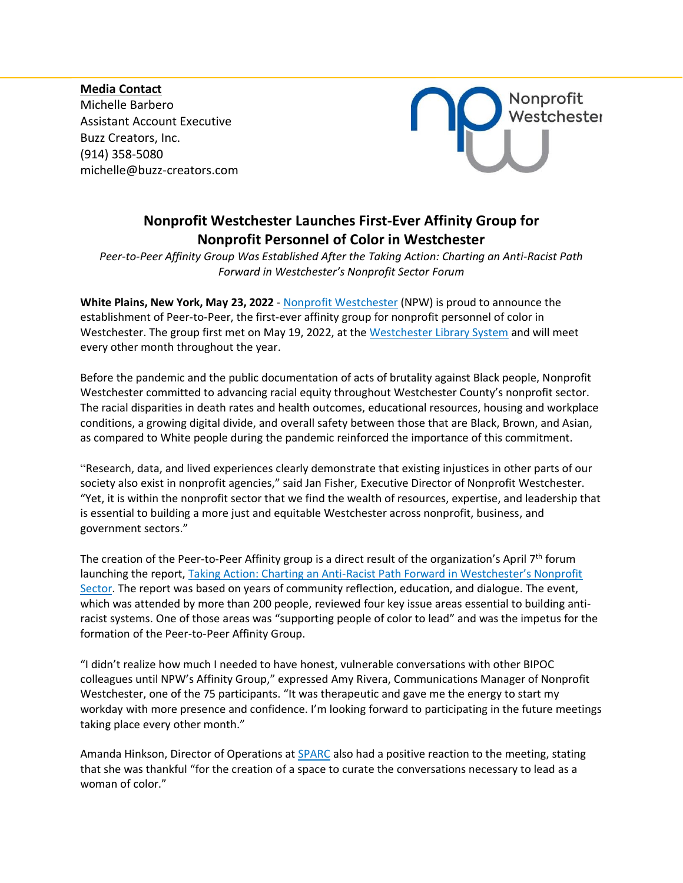**Media Contact**
Michelle Barbero
Assistant Account Executive
Buzz Creators, Inc.
(914) 358-5080
michelle@buzz-creators.com

Nonprofit Westchester

# Nonprofit Westchester Launches First-Ever Affinity Group for Nonprofit Personnel of Color in Westchester

*Peer-to-Peer Affinity Group Was Established After the Taking Action: Charting an Anti-Racist Path Forward in Westchester's Nonprofit Sector Forum*

**White Plains, New York, May 23, 2022** - Nonprofit Westchester (NPW) is proud to announce the establishment of Peer-to-Peer, the first-ever affinity group for nonprofit personnel of color in Westchester. The group first met on May 19, 2022, at the Westchester Library System and will meet every other month throughout the year.

Before the pandemic and the public documentation of acts of brutality against Black people, Nonprofit Westchester committed to advancing racial equity throughout Westchester County's nonprofit sector. The racial disparities in death rates and health outcomes, educational resources, housing and workplace conditions, a growing digital divide, and overall safety between those that are Black, Brown, and Asian, as compared to White people during the pandemic reinforced the importance of this commitment.

"Research, data, and lived experiences clearly demonstrate that existing injustices in other parts of our society also exist in nonprofit agencies," said Jan Fisher, Executive Director of Nonprofit Westchester. "Yet, it is within the nonprofit sector that we find the wealth of resources, expertise, and leadership that is essential to building a more just and equitable Westchester across nonprofit, business, and government sectors."

The creation of the Peer-to-Peer Affinity group is a direct result of the organization's April 7th forum launching the report, Taking Action: Charting an Anti-Racist Path Forward in Westchester's Nonprofit Sector. The report was based on years of community reflection, education, and dialogue. The event, which was attended by more than 200 people, reviewed four key issue areas essential to building anti-racist systems. One of those areas was "supporting people of color to lead" and was the impetus for the formation of the Peer-to-Peer Affinity Group.

"I didn't realize how much I needed to have honest, vulnerable conversations with other BIPOC colleagues until NPW's Affinity Group," expressed Amy Rivera, Communications Manager of Nonprofit Westchester, one of the 75 participants. "It was therapeutic and gave me the energy to start my workday with more presence and confidence. I'm looking forward to participating in the future meetings taking place every other month."

Amanda Hinkson, Director of Operations at SPARC also had a positive reaction to the meeting, stating that she was thankful "for the creation of a space to curate the conversations necessary to lead as a woman of color."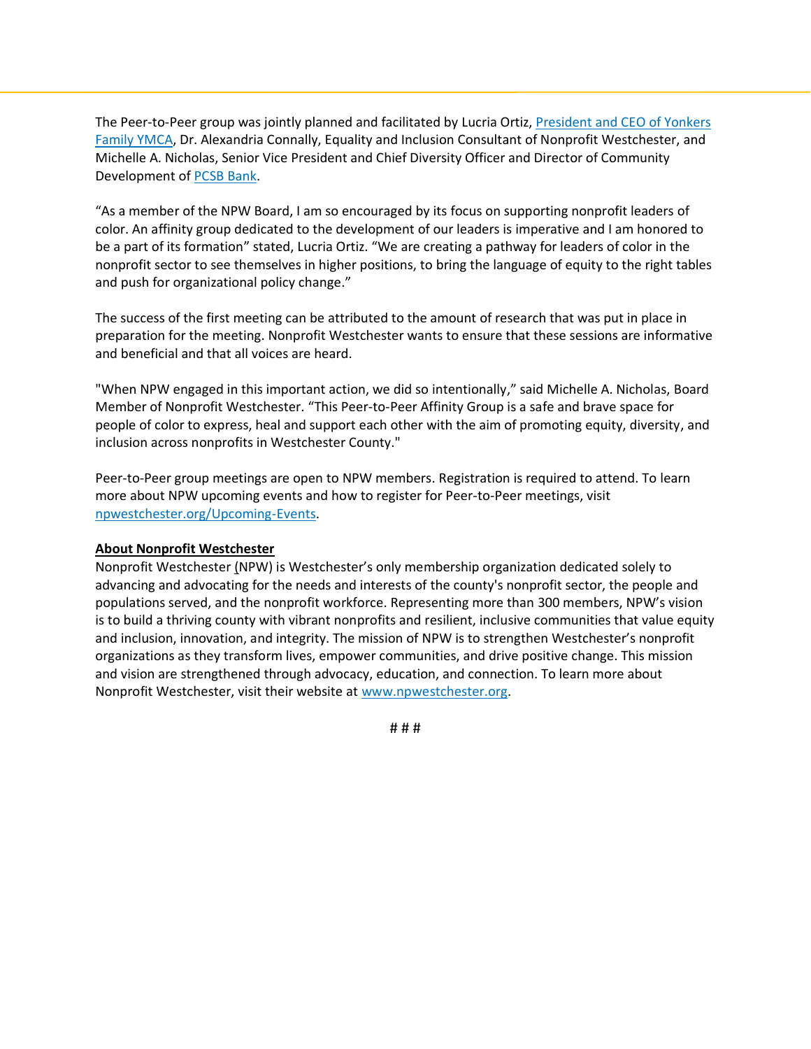The Peer-to-Peer group was jointly planned and facilitated by Lucria Ortiz, [President and CEO of Yonkers Family YMCA](), Dr. Alexandria Connally, Equality and Inclusion Consultant of Nonprofit Westchester, and Michelle A. Nicholas, Senior Vice President and Chief Diversity Officer and Director of Community Development of [PCSB Bank]().

"As a member of the NPW Board, I am so encouraged by its focus on supporting nonprofit leaders of color. An affinity group dedicated to the development of our leaders is imperative and I am honored to be a part of its formation" stated, Lucria Ortiz. "We are creating a pathway for leaders of color in the nonprofit sector to see themselves in higher positions, to bring the language of equity to the right tables and push for organizational policy change."

The success of the first meeting can be attributed to the amount of research that was put in place in preparation for the meeting. Nonprofit Westchester wants to ensure that these sessions are informative and beneficial and that all voices are heard.

"When NPW engaged in this important action, we did so intentionally," said Michelle A. Nicholas, Board Member of Nonprofit Westchester. "This Peer-to-Peer Affinity Group is a safe and brave space for people of color to express, heal and support each other with the aim of promoting equity, diversity, and inclusion across nonprofits in Westchester County."

Peer-to-Peer group meetings are open to NPW members. Registration is required to attend. To learn more about NPW upcoming events and how to register for Peer-to-Peer meetings, visit [npwestchester.org/Upcoming-Events]().

**About Nonprofit Westchester**

Nonprofit Westchester (NPW) is Westchester's only membership organization dedicated solely to advancing and advocating for the needs and interests of the county's nonprofit sector, the people and populations served, and the nonprofit workforce. Representing more than 300 members, NPW's vision is to build a thriving county with vibrant nonprofits and resilient, inclusive communities that value equity and inclusion, innovation, and integrity. The mission of NPW is to strengthen Westchester's nonprofit organizations as they transform lives, empower communities, and drive positive change. This mission and vision are strengthened through advocacy, education, and connection. To learn more about Nonprofit Westchester, visit their website at [www.npwestchester.org]().

# # #